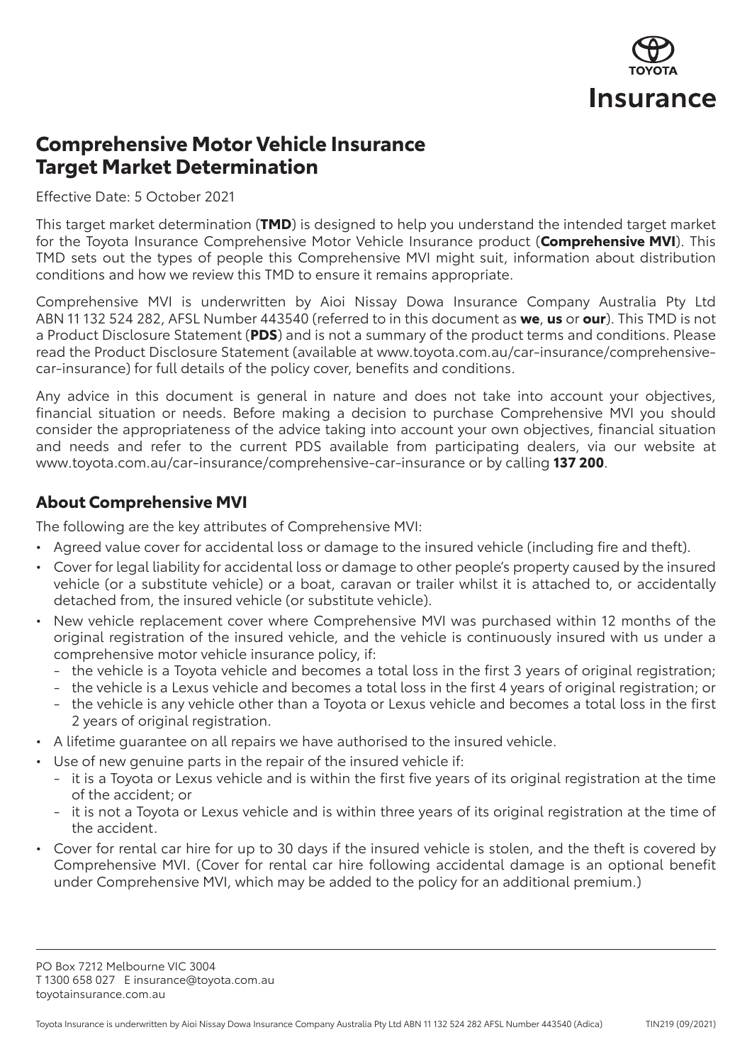# Comprehensive Motor Vehicle Insurance Target Market Determination

Effective Date: 5 October 2021

This target market determination (**TMD**) is designed to help you understand the intended target market for the Toyota Insurance Comprehensive Motor Vehicle Insurance product (**Comprehensive MVI**). This TMD sets out the types of people this Comprehensive MVI might suit, information about distribution conditions and how we review this TMD to ensure it remains appropriate.

Comprehensive MVI is underwritten by Aioi Nissay Dowa Insurance Company Australia Pty Ltd ABN 11 132 524 282, AFSL Number 443540 (referred to in this document as **we**, **us** or **our**). This TMD is not a Product Disclosure Statement (**PDS**) and is not a summary of the product terms and conditions. Please read the Product Disclosure Statement (available at www.toyota.com.au/car-insurance/comprehensive-car-insurance) for full details of the policy cover, benefits and conditions.

Any advice in this document is general in nature and does not take into account your objectives, financial situation or needs. Before making a decision to purchase Comprehensive MVI you should consider the appropriateness of the advice taking into account your own objectives, financial situation and needs and refer to the current PDS available from participating dealers, via our website at www.toyota.com.au/car-insurance/comprehensive-car-insurance or by calling **137 200**.

## About Comprehensive MVI

The following are the key attributes of Comprehensive MVI:

- Agreed value cover for accidental loss or damage to the insured vehicle (including fire and theft).
- Cover for legal liability for accidental loss or damage to other people's property caused by the insured vehicle (or a substitute vehicle) or a boat, caravan or trailer whilst it is attached to, or accidentally detached from, the insured vehicle (or substitute vehicle).
- New vehicle replacement cover where Comprehensive MVI was purchased within 12 months of the original registration of the insured vehicle, and the vehicle is continuously insured with us under a comprehensive motor vehicle insurance policy, if:
  - the vehicle is a Toyota vehicle and becomes a total loss in the first 3 years of original registration;
  - the vehicle is a Lexus vehicle and becomes a total loss in the first 4 years of original registration; or
  - the vehicle is any vehicle other than a Toyota or Lexus vehicle and becomes a total loss in the first 2 years of original registration.
- A lifetime guarantee on all repairs we have authorised to the insured vehicle.
- Use of new genuine parts in the repair of the insured vehicle if:
  - it is a Toyota or Lexus vehicle and is within the first five years of its original registration at the time of the accident; or
  - it is not a Toyota or Lexus vehicle and is within three years of its original registration at the time of the accident.
- Cover for rental car hire for up to 30 days if the insured vehicle is stolen, and the theft is covered by Comprehensive MVI. (Cover for rental car hire following accidental damage is an optional benefit under Comprehensive MVI, which may be added to the policy for an additional premium.)

PO Box 7212 Melbourne VIC 3004
T 1300 658 027 E insurance@toyota.com.au
toyotainsurance.com.au

Toyota Insurance is underwritten by Aioi Nissay Dowa Insurance Company Australia Pty Ltd ABN 11 132 524 282 AFSL Number 443540 (Adica) TIN219 (09/2021)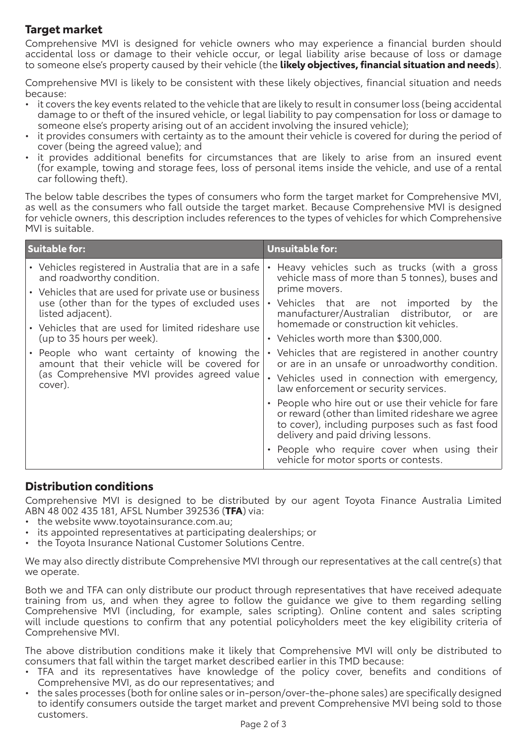## Target market

Comprehensive MVI is designed for vehicle owners who may experience a financial burden should accidental loss or damage to their vehicle occur, or legal liability arise because of loss or damage to someone else's property caused by their vehicle (the **likely objectives, financial situation and needs**).

Comprehensive MVI is likely to be consistent with these likely objectives, financial situation and needs because:

- it covers the key events related to the vehicle that are likely to result in consumer loss (being accidental damage to or theft of the insured vehicle, or legal liability to pay compensation for loss or damage to someone else's property arising out of an accident involving the insured vehicle);
- it provides consumers with certainty as to the amount their vehicle is covered for during the period of cover (being the agreed value); and
- it provides additional benefits for circumstances that are likely to arise from an insured event (for example, towing and storage fees, loss of personal items inside the vehicle, and use of a rental car following theft).

The below table describes the types of consumers who form the target market for Comprehensive MVI, as well as the consumers who fall outside the target market. Because Comprehensive MVI is designed for vehicle owners, this description includes references to the types of vehicles for which Comprehensive MVI is suitable.

| Suitable for: | Unsuitable for: |
| --- | --- |
| • Vehicles registered in Australia that are in a safe and roadworthy condition.<br>• Vehicles that are used for private use or business use (other than for the types of excluded uses listed adjacent).<br>• Vehicles that are used for limited rideshare use (up to 35 hours per week).<br>• People who want certainty of knowing the amount that their vehicle will be covered for (as Comprehensive MVI provides agreed value cover). | • Heavy vehicles such as trucks (with a gross vehicle mass of more than 5 tonnes), buses and prime movers.<br>• Vehicles that are not imported by the manufacturer/Australian distributor, or are homemade or construction kit vehicles.<br>• Vehicles worth more than $300,000.<br>• Vehicles that are registered in another country or are in an unsafe or unroadworthy condition.<br>• Vehicles used in connection with emergency, law enforcement or security services.<br>• People who hire out or use their vehicle for fare or reward (other than limited rideshare we agree to cover), including purposes such as fast food delivery and paid driving lessons.<br>• People who require cover when using their vehicle for motor sports or contests. |

## Distribution conditions

Comprehensive MVI is designed to be distributed by our agent Toyota Finance Australia Limited ABN 48 002 435 181, AFSL Number 392536 (**TFA**) via:

- the website www.toyotainsurance.com.au;
- its appointed representatives at participating dealerships; or
- the Toyota Insurance National Customer Solutions Centre.

We may also directly distribute Comprehensive MVI through our representatives at the call centre(s) that we operate.

Both we and TFA can only distribute our product through representatives that have received adequate training from us, and when they agree to follow the guidance we give to them regarding selling Comprehensive MVI (including, for example, sales scripting). Online content and sales scripting will include questions to confirm that any potential policyholders meet the key eligibility criteria of Comprehensive MVI.

The above distribution conditions make it likely that Comprehensive MVI will only be distributed to consumers that fall within the target market described earlier in this TMD because:

- TFA and its representatives have knowledge of the policy cover, benefits and conditions of Comprehensive MVI, as do our representatives; and
- the sales processes (both for online sales or in-person/over-the-phone sales) are specifically designed to identify consumers outside the target market and prevent Comprehensive MVI being sold to those customers.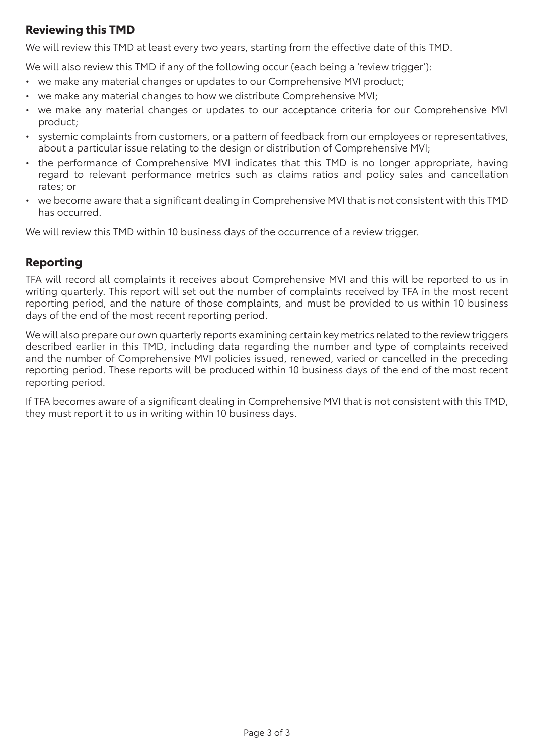## Reviewing this TMD

We will review this TMD at least every two years, starting from the effective date of this TMD.

We will also review this TMD if any of the following occur (each being a 'review trigger'):

- we make any material changes or updates to our Comprehensive MVI product;
- we make any material changes to how we distribute Comprehensive MVI;
- we make any material changes or updates to our acceptance criteria for our Comprehensive MVI product;
- systemic complaints from customers, or a pattern of feedback from our employees or representatives, about a particular issue relating to the design or distribution of Comprehensive MVI;
- the performance of Comprehensive MVI indicates that this TMD is no longer appropriate, having regard to relevant performance metrics such as claims ratios and policy sales and cancellation rates; or
- we become aware that a significant dealing in Comprehensive MVI that is not consistent with this TMD has occurred.

We will review this TMD within 10 business days of the occurrence of a review trigger.

## Reporting

TFA will record all complaints it receives about Comprehensive MVI and this will be reported to us in writing quarterly. This report will set out the number of complaints received by TFA in the most recent reporting period, and the nature of those complaints, and must be provided to us within 10 business days of the end of the most recent reporting period.

We will also prepare our own quarterly reports examining certain key metrics related to the review triggers described earlier in this TMD, including data regarding the number and type of complaints received and the number of Comprehensive MVI policies issued, renewed, varied or cancelled in the preceding reporting period. These reports will be produced within 10 business days of the end of the most recent reporting period.

If TFA becomes aware of a significant dealing in Comprehensive MVI that is not consistent with this TMD, they must report it to us in writing within 10 business days.